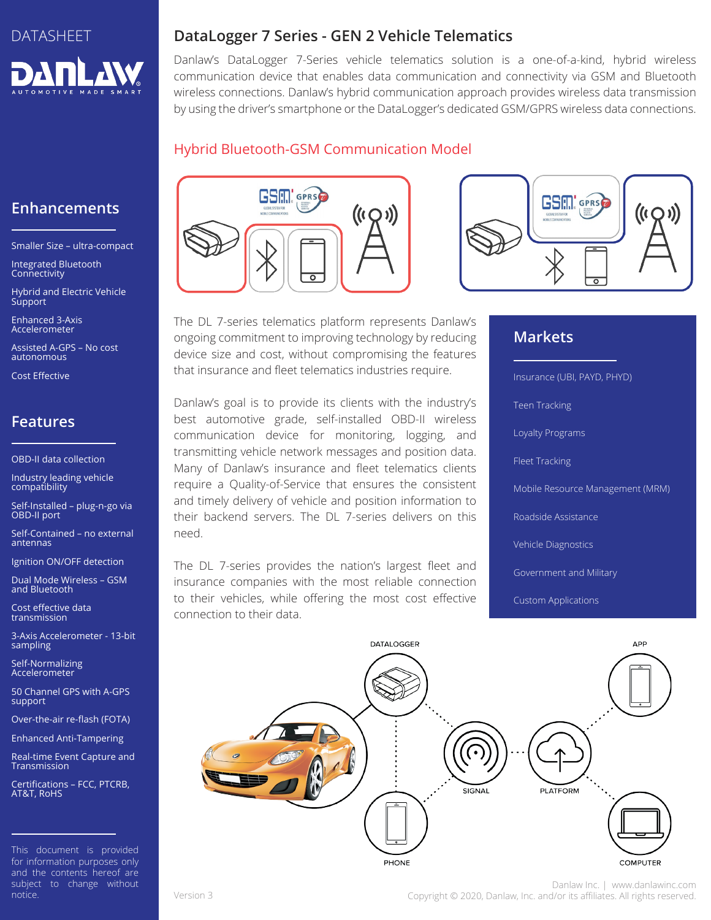DATASHEET

# DataLogger 7 Series - GEN 2 Vehicle Telematics

Danlaw's DataLogger 7-Series vehicle telematics solution is a one-of-a-kind, hybrid wireless communication device that enables data communication and connectivity via GSM and Bluetooth wireless connections. Danlaw's hybrid communication approach provides wireless data transmission by using the driver's smartphone or the DataLogger's dedicated GSM/GPRS wireless data connections.

## Hybrid Bluetooth-GSM Communication Model

The DL 7-series telematics platform represents Danlaw's ongoing commitment to improving technology by reducing device size and cost, without compromising the features that insurance and fleet telematics industries require.

Danlaw's goal is to provide its clients with the industry's best automotive grade, self-installed OBD-II wireless communication device for monitoring, logging, and transmitting vehicle network messages and position data. Many of Danlaw's insurance and fleet telematics clients require a Quality-of-Service that ensures the consistent and timely delivery of vehicle and position information to their backend servers. The DL 7-series delivers on this need.

The DL 7-series provides the nation's largest fleet and insurance companies with the most reliable connection to their vehicles, while offering the most cost effective connection to their data.

## Markets

- Insurance (UBI, PAYD, PHYD)
- Teen Tracking
- Loyalty Programs
- Fleet Tracking
- Mobile Resource Management (MRM)
- Roadside Assistance
- Vehicle Diagnostics
- Government and Military
- Custom Applications

DATALOGGER · APP · SIGNAL · PLATFORM · PHONE · COMPUTER

## Enhancements

- Smaller Size – ultra-compact
- Integrated Bluetooth Connectivity
- Hybrid and Electric Vehicle Support
- Enhanced 3-Axis Accelerometer
- Assisted A-GPS – No cost autonomous
- Cost Effective

## Features

- OBD-II data collection
- Industry leading vehicle compatibility
- Self-Installed – plug-n-go via OBD-II port
- Self-Contained – no external antennas
- Ignition ON/OFF detection
- Dual Mode Wireless – GSM and Bluetooth
- Cost effective data transmission
- 3-Axis Accelerometer - 13-bit sampling
- Self-Normalizing Accelerometer
- 50 Channel GPS with A-GPS support
- Over-the-air re-flash (FOTA)
- Enhanced Anti-Tampering
- Real-time Event Capture and Transmission
- Certifications – FCC, PTCRB, AT&T, RoHS

This document is provided for information purposes only and the contents hereof are subject to change without notice.

Version 3

Danlaw Inc. | www.danlawinc.com
Copyright © 2020, Danlaw, Inc. and/or its affiliates. All rights reserved.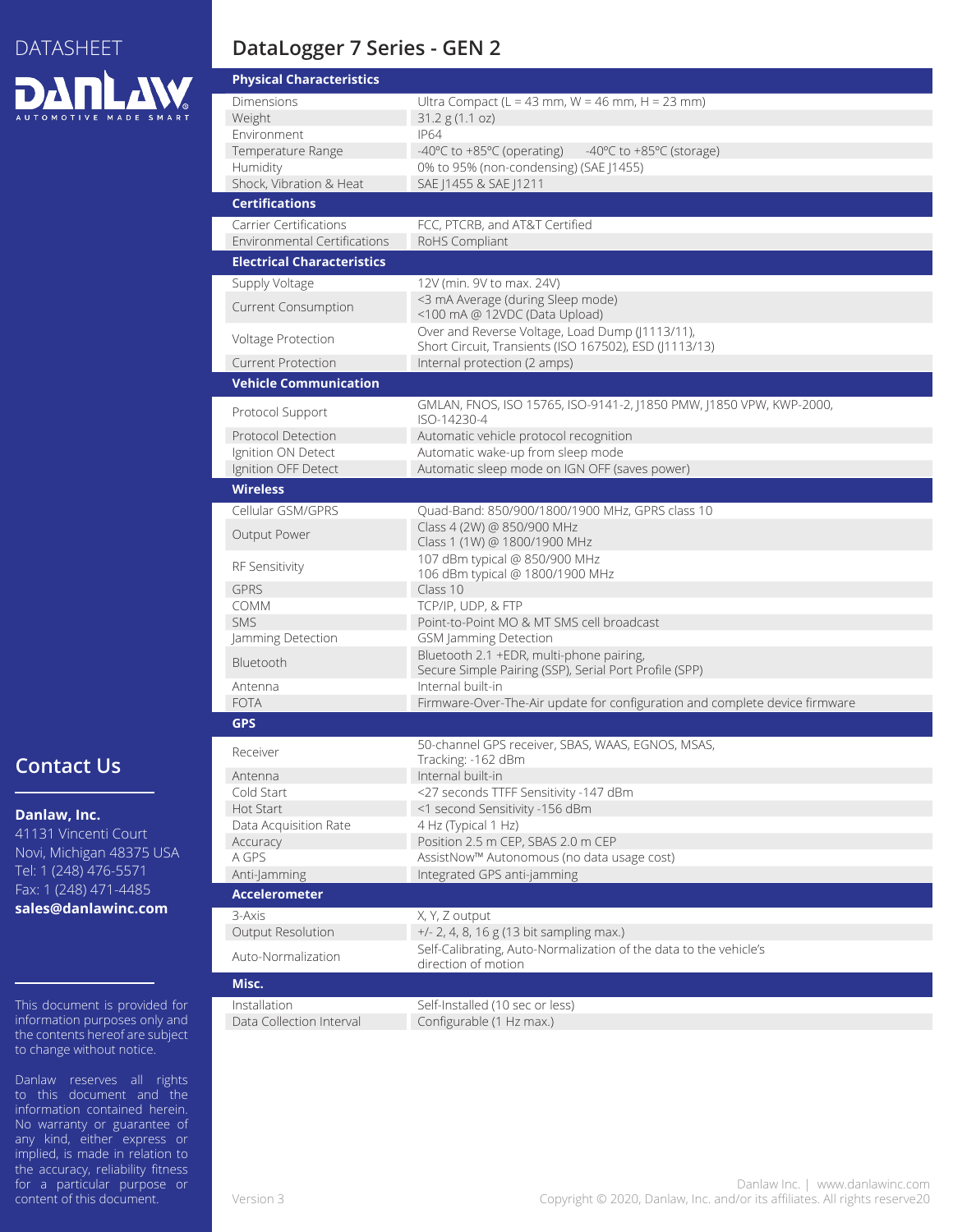DATASHEET

DANLAW
AUTOMOTIVE MADE SMART

# DataLogger 7 Series - GEN 2

| **Physical Characteristics** | |
|---|---|
| Dimensions | Ultra Compact (L = 43 mm, W = 46 mm, H = 23 mm) |
| Weight | 31.2 g (1.1 oz) |
| Environment | IP64 |
| Temperature Range | -40ºC to +85ºC (operating)    -40ºC to +85ºC (storage) |
| Humidity | 0% to 95% (non-condensing) (SAE J1455) |
| Shock, Vibration & Heat | SAE J1455 & SAE J1211 |
| **Certifications** | |
| Carrier Certifications | FCC, PTCRB, and AT&T Certified |
| Environmental Certifications | RoHS Compliant |
| **Electrical Characteristics** | |
| Supply Voltage | 12V (min. 9V to max. 24V) |
| Current Consumption | <3 mA Average (during Sleep mode)<br><100 mA @ 12VDC (Data Upload) |
| Voltage Protection | Over and Reverse Voltage, Load Dump (J1113/11),<br>Short Circuit, Transients (ISO 167502), ESD (J1113/13) |
| Current Protection | Internal protection (2 amps) |
| **Vehicle Communication** | |
| Protocol Support | GMLAN, FNOS, ISO 15765, ISO-9141-2, J1850 PMW, J1850 VPW, KWP-2000, ISO-14230-4 |
| Protocol Detection | Automatic vehicle protocol recognition |
| Ignition ON Detect | Automatic wake-up from sleep mode |
| Ignition OFF Detect | Automatic sleep mode on IGN OFF (saves power) |
| **Wireless** | |
| Cellular GSM/GPRS | Quad-Band: 850/900/1800/1900 MHz, GPRS class 10 |
| Output Power | Class 4 (2W) @ 850/900 MHz<br>Class 1 (1W) @ 1800/1900 MHz |
| RF Sensitivity | 107 dBm typical @ 850/900 MHz<br>106 dBm typical @ 1800/1900 MHz |
| GPRS | Class 10 |
| COMM | TCP/IP, UDP, & FTP |
| SMS | Point-to-Point MO & MT SMS cell broadcast |
| Jamming Detection | GSM Jamming Detection |
| Bluetooth | Bluetooth 2.1 +EDR, multi-phone pairing,<br>Secure Simple Pairing (SSP), Serial Port Profile (SPP) |
| Antenna | Internal built-in |
| FOTA | Firmware-Over-The-Air update for configuration and complete device firmware |
| **GPS** | |
| Receiver | 50-channel GPS receiver, SBAS, WAAS, EGNOS, MSAS,<br>Tracking: -162 dBm |
| Antenna | Internal built-in |
| Cold Start | <27 seconds TTFF Sensitivity -147 dBm |
| Hot Start | <1 second Sensitivity -156 dBm |
| Data Acquisition Rate | 4 Hz (Typical 1 Hz) |
| Accuracy | Position 2.5 m CEP, SBAS 2.0 m CEP |
| A GPS | AssistNow™ Autonomous (no data usage cost) |
| Anti-Jamming | Integrated GPS anti-jamming |
| **Accelerometer** | |
| 3-Axis | X, Y, Z output |
| Output Resolution | +/- 2, 4, 8, 16 g (13 bit sampling max.) |
| Auto-Normalization | Self-Calibrating, Auto-Normalization of the data to the vehicle's direction of motion |
| **Misc.** | |
| Installation | Self-Installed (10 sec or less) |
| Data Collection Interval | Configurable (1 Hz max.) |

## Contact Us

**Danlaw, Inc.**
41131 Vincenti Court
Novi, Michigan 48375 USA
Tel: 1 (248) 476-5571
Fax: 1 (248) 471-4485
**sales@danlawinc.com**

This document is provided for information purposes only and the contents hereof are subject to change without notice.

Danlaw reserves all rights to this document and the information contained herein. No warranty or guarantee of any kind, either express or implied, is made in relation to the accuracy, reliability fitness for a particular purpose or content of this document.

Version 3

Danlaw Inc. | www.danlawinc.com
Copyright © 2020, Danlaw, Inc. and/or its affiliates. All rights reserve20